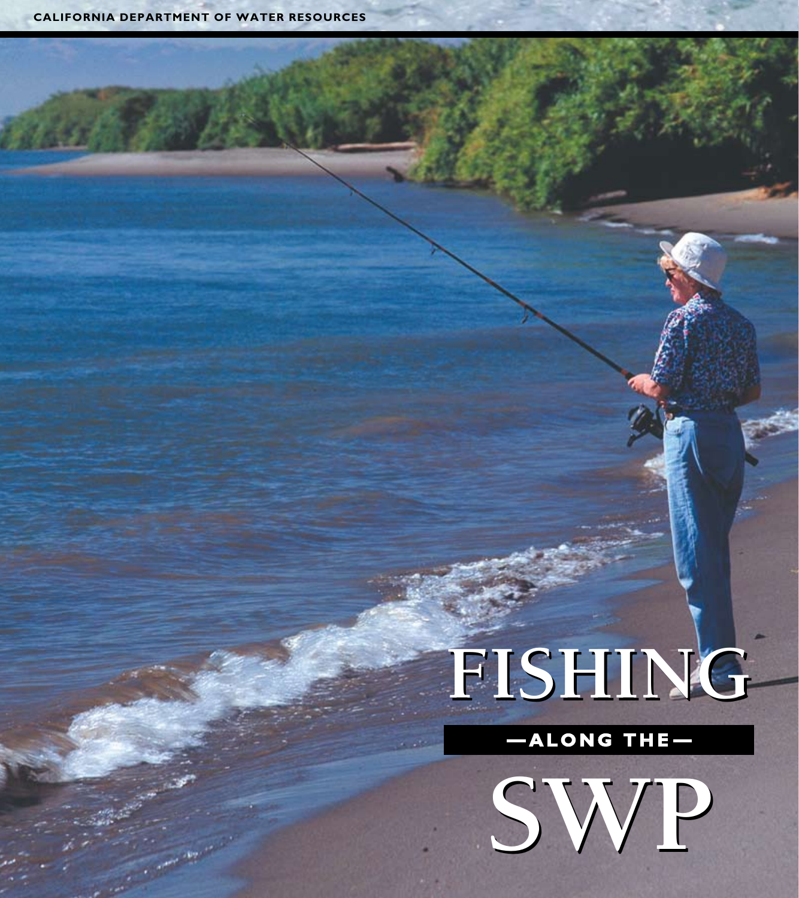CALIFORNIA DEPARTMENT OF WATER RESOURCES

# FISHING

## —ALONG THE—

# SWP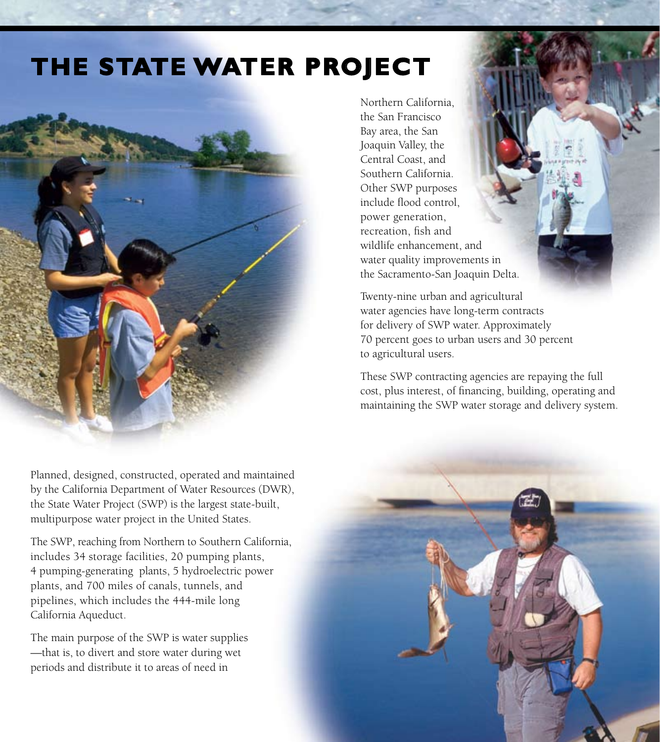# THE STATE WATER PROJECT

Planned, designed, constructed, operated and maintained by the California Department of Water Resources (DWR), the State Water Project (SWP) is the largest state-built, multipurpose water project in the United States.

The SWP, reaching from Northern to Southern California, includes 34 storage facilities, 20 pumping plants, 4 pumping-generating plants, 5 hydroelectric power plants, and 700 miles of canals, tunnels, and pipelines, which includes the 444-mile long California Aqueduct.

The main purpose of the SWP is water supplies —that is, to divert and store water during wet periods and distribute it to areas of need in Northern California, the San Francisco Bay area, the San Joaquin Valley, the Central Coast, and Southern California. Other SWP purposes include flood control, power generation, recreation, fish and wildlife enhancement, and water quality improvements in the Sacramento-San Joaquin Delta.

Twenty-nine urban and agricultural water agencies have long-term contracts for delivery of SWP water. Approximately 70 percent goes to urban users and 30 percent to agricultural users.

These SWP contracting agencies are repaying the full cost, plus interest, of financing, building, operating and maintaining the SWP water storage and delivery system.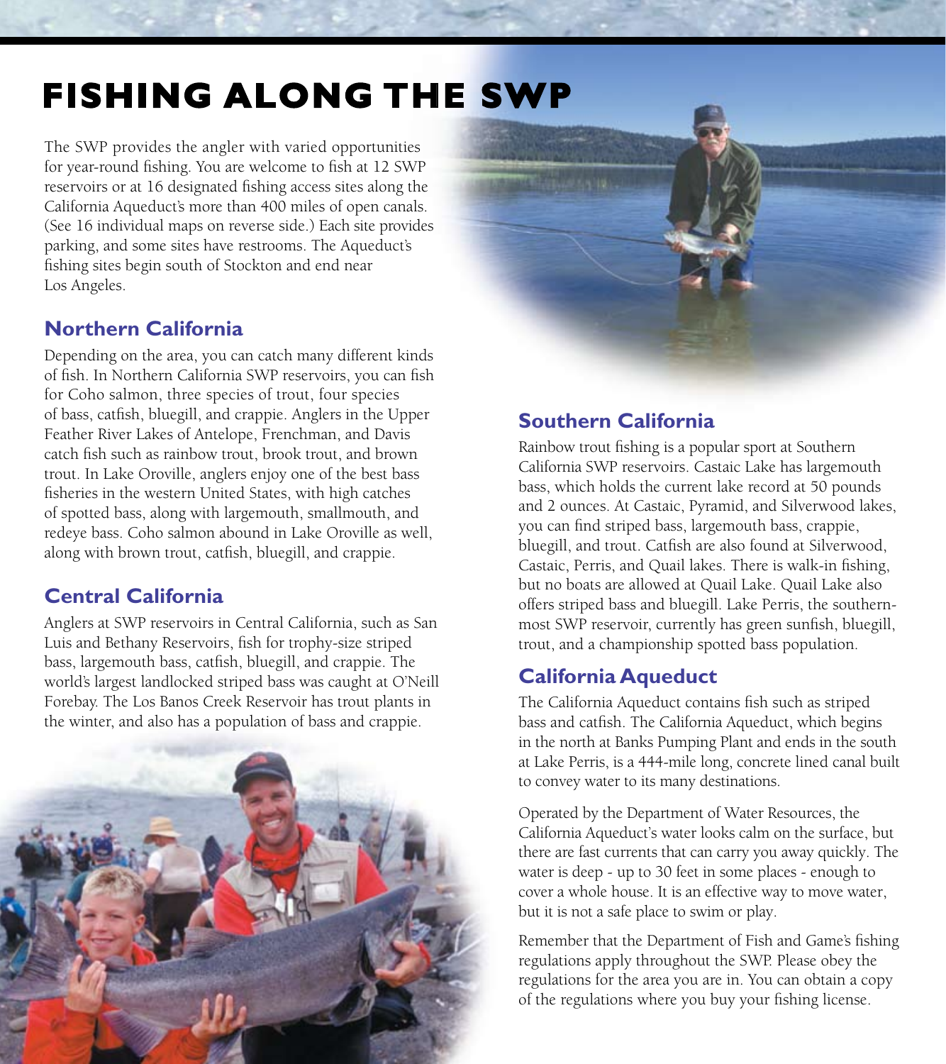# FISHING ALONG THE SWP

The SWP provides the angler with varied opportunities for year-round fishing. You are welcome to fish at 12 SWP reservoirs or at 16 designated fishing access sites along the California Aqueduct's more than 400 miles of open canals. (See 16 individual maps on reverse side.) Each site provides parking, and some sites have restrooms. The Aqueduct's fishing sites begin south of Stockton and end near Los Angeles.

## Northern California

Depending on the area, you can catch many different kinds of fish. In Northern California SWP reservoirs, you can fish for Coho salmon, three species of trout, four species of bass, catfish, bluegill, and crappie. Anglers in the Upper Feather River Lakes of Antelope, Frenchman, and Davis catch fish such as rainbow trout, brook trout, and brown trout. In Lake Oroville, anglers enjoy one of the best bass fisheries in the western United States, with high catches of spotted bass, along with largemouth, smallmouth, and redeye bass. Coho salmon abound in Lake Oroville as well, along with brown trout, catfish, bluegill, and crappie.

## Central California

Anglers at SWP reservoirs in Central California, such as San Luis and Bethany Reservoirs, fish for trophy-size striped bass, largemouth bass, catfish, bluegill, and crappie. The world's largest landlocked striped bass was caught at O'Neill Forebay. The Los Banos Creek Reservoir has trout plants in the winter, and also has a population of bass and crappie.

## Southern California

Rainbow trout fishing is a popular sport at Southern California SWP reservoirs. Castaic Lake has largemouth bass, which holds the current lake record at 50 pounds and 2 ounces. At Castaic, Pyramid, and Silverwood lakes, you can find striped bass, largemouth bass, crappie, bluegill, and trout. Catfish are also found at Silverwood, Castaic, Perris, and Quail lakes. There is walk-in fishing, but no boats are allowed at Quail Lake. Quail Lake also offers striped bass and bluegill. Lake Perris, the southern-most SWP reservoir, currently has green sunfish, bluegill, trout, and a championship spotted bass population.

## California Aqueduct

The California Aqueduct contains fish such as striped bass and catfish. The California Aqueduct, which begins in the north at Banks Pumping Plant and ends in the south at Lake Perris, is a 444-mile long, concrete lined canal built to convey water to its many destinations.

Operated by the Department of Water Resources, the California Aqueduct's water looks calm on the surface, but there are fast currents that can carry you away quickly. The water is deep - up to 30 feet in some places - enough to cover a whole house. It is an effective way to move water, but it is not a safe place to swim or play.

Remember that the Department of Fish and Game's fishing regulations apply throughout the SWP. Please obey the regulations for the area you are in. You can obtain a copy of the regulations where you buy your fishing license.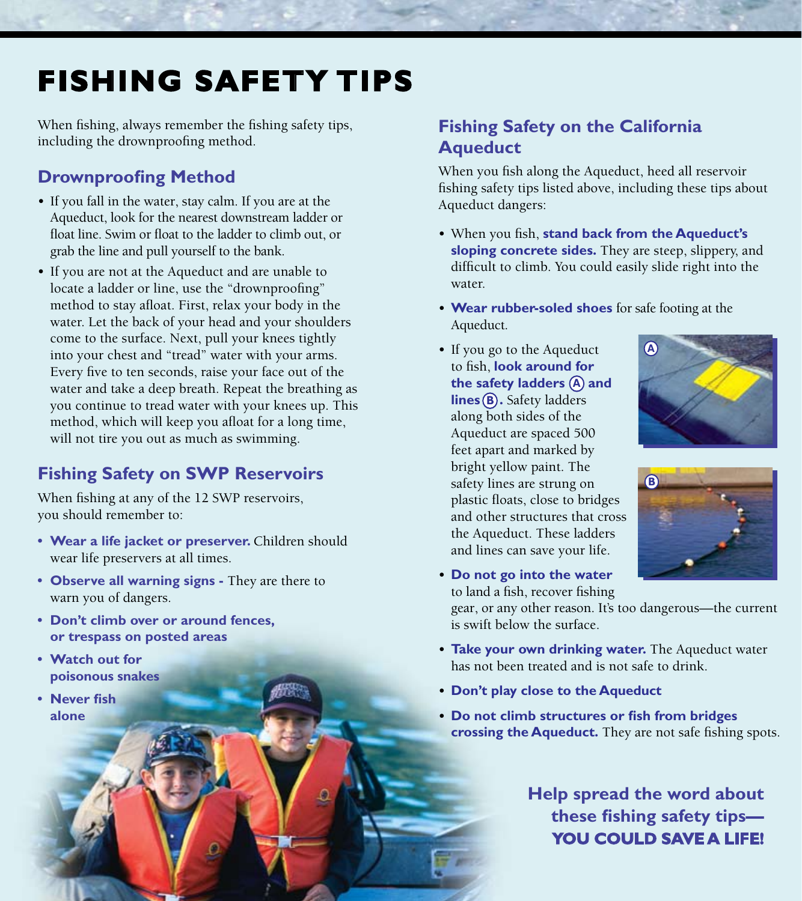# FISHING SAFETY TIPS

When fishing, always remember the fishing safety tips, including the drownproofing method.

## Drownproofing Method

- If you fall in the water, stay calm. If you are at the Aqueduct, look for the nearest downstream ladder or float line. Swim or float to the ladder to climb out, or grab the line and pull yourself to the bank.
- If you are not at the Aqueduct and are unable to locate a ladder or line, use the "drownproofing" method to stay afloat. First, relax your body in the water. Let the back of your head and your shoulders come to the surface. Next, pull your knees tightly into your chest and "tread" water with your arms. Every five to ten seconds, raise your face out of the water and take a deep breath. Repeat the breathing as you continue to tread water with your knees up. This method, which will keep you afloat for a long time, will not tire you out as much as swimming.

## Fishing Safety on SWP Reservoirs

When fishing at any of the 12 SWP reservoirs, you should remember to:

- **Wear a life jacket or preserver.** Children should wear life preservers at all times.
- **Observe all warning signs -** They are there to warn you of dangers.
- **Don't climb over or around fences, or trespass on posted areas**
- **Watch out for poisonous snakes**
- **Never fish alone**

## Fishing Safety on the California Aqueduct

When you fish along the Aqueduct, heed all reservoir fishing safety tips listed above, including these tips about Aqueduct dangers:

- When you fish, **stand back from the Aqueduct's sloping concrete sides.** They are steep, slippery, and difficult to climb. You could easily slide right into the water.
- **Wear rubber-soled shoes** for safe footing at the Aqueduct.
- If you go to the Aqueduct to fish, **look around for the safety ladders (A) and lines (B).** Safety ladders along both sides of the Aqueduct are spaced 500 feet apart and marked by bright yellow paint. The safety lines are strung on plastic floats, close to bridges and other structures that cross the Aqueduct. These ladders and lines can save your life.
- **Do not go into the water** to land a fish, recover fishing gear, or any other reason. It's too dangerous—the current is swift below the surface.
- **Take your own drinking water.** The Aqueduct water has not been treated and is not safe to drink.
- **Don't play close to the Aqueduct**
- **Do not climb structures or fish from bridges crossing the Aqueduct.** They are not safe fishing spots.

**Help spread the word about these fishing safety tips— YOU COULD SAVE A LIFE!**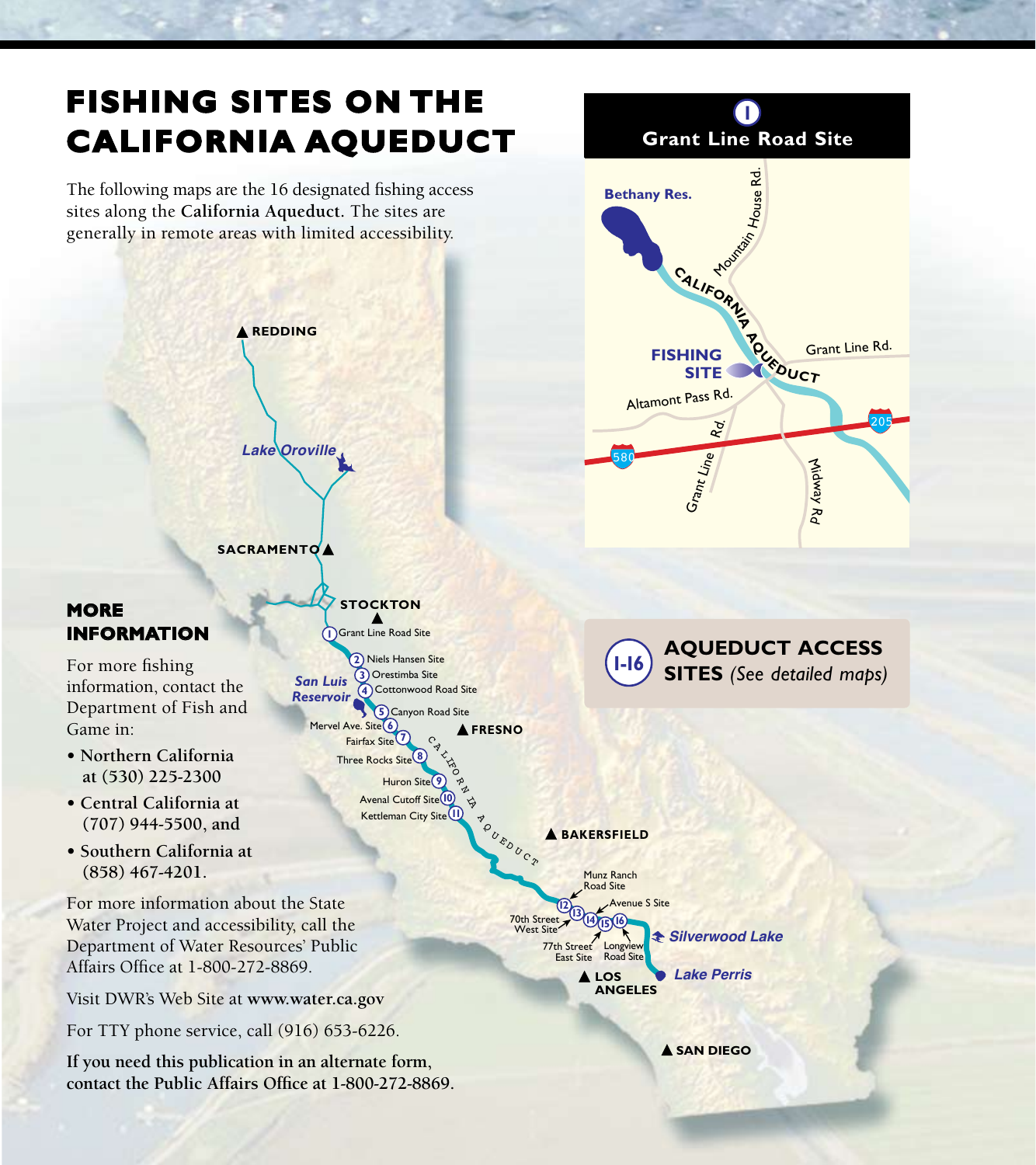# FISHING SITES ON THE CALIFORNIA AQUEDUCT

The following maps are the 16 designated fishing access sites along the **California Aqueduct**. The sites are generally in remote areas with limited accessibility.

## 1 Grant Line Road Site

Bethany Res.
Mountain House Rd.
CALIFORNIA AQUEDUCT
FISHING SITE
Grant Line Rd.
Altamont Pass Rd.
580
205
Grant Line Rd.
Midway Rd

REDDING
Lake Oroville
SACRAMENTO
STOCKTON

1. Grant Line Road Site
2. Niels Hansen Site
3. Orestimba Site
4. Cottonwood Road Site
5. Canyon Road Site
6. Mervel Ave. Site
7. Fairfax Site
8. Three Rocks Site
9. Huron Site
10. Avenal Cutoff Site
11. Kettleman City Site
12. 70th Street West Site
13. Munz Ranch Road Site
14. Avenue S Site
15. 77th Street East Site
16. Longview Road Site

San Luis Reservoir
FRESNO
CALIFORNIA AQUEDUCT
BAKERSFIELD
Silverwood Lake
Lake Perris
LOS ANGELES
SAN DIEGO

**1-16 AQUEDUCT ACCESS SITES** *(See detailed maps)*

## MORE INFORMATION

For more fishing information, contact the Department of Fish and Game in:

- Northern California at (530) 225-2300
- Central California at (707) 944-5500, and
- Southern California at (858) 467-4201.

For more information about the State Water Project and accessibility, call the Department of Water Resources' Public Affairs Office at 1-800-272-8869.

Visit DWR's Web Site at **www.water.ca.gov**

For TTY phone service, call (916) 653-6226.

**If you need this publication in an alternate form, contact the Public Affairs Office at 1-800-272-8869.**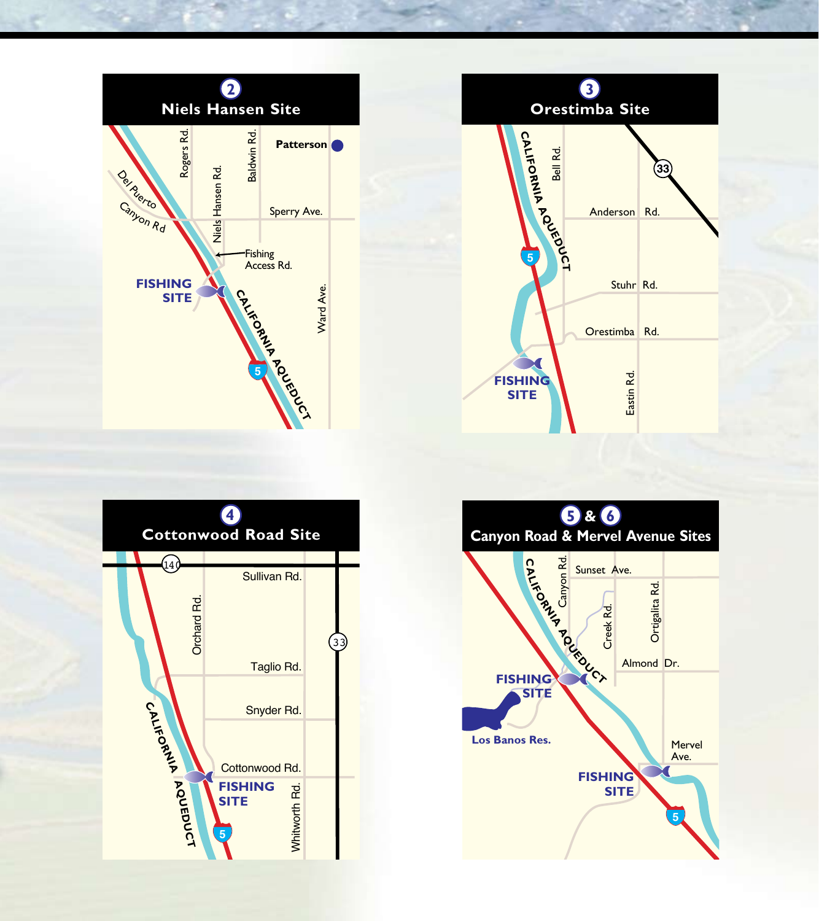## 2 Niels Hansen Site

Patterson

Rogers Rd.

Baldwin Rd.

Niels Hansen Rd.

Del Puerto Canyon Rd

Sperry Ave.

Fishing Access Rd.

FISHING SITE

CALIFORNIA AQUEDUCT

Ward Ave.

5

## 3 Orestimba Site

CALIFORNIA AQUEDUCT

Bell Rd.

33

Anderson Rd.

5

Stuhr Rd.

Orestimba Rd.

FISHING SITE

Eastin Rd.

## 4 Cottonwood Road Site

140

Sullivan Rd.

Orchard Rd.

33

Taglio Rd.

Snyder Rd.

CALIFORNIA AQUEDUCT

Cottonwood Rd.

FISHING SITE

Whitworth Rd.

5

## 5 & 6 Canyon Road & Mervel Avenue Sites

CALIFORNIA AQUEDUCT

Canyon Rd.

Sunset Ave.

Creek Rd.

Ortigalita Rd.

Almond Dr.

FISHING SITE

Los Banos Res.

Mervel Ave.

FISHING SITE

5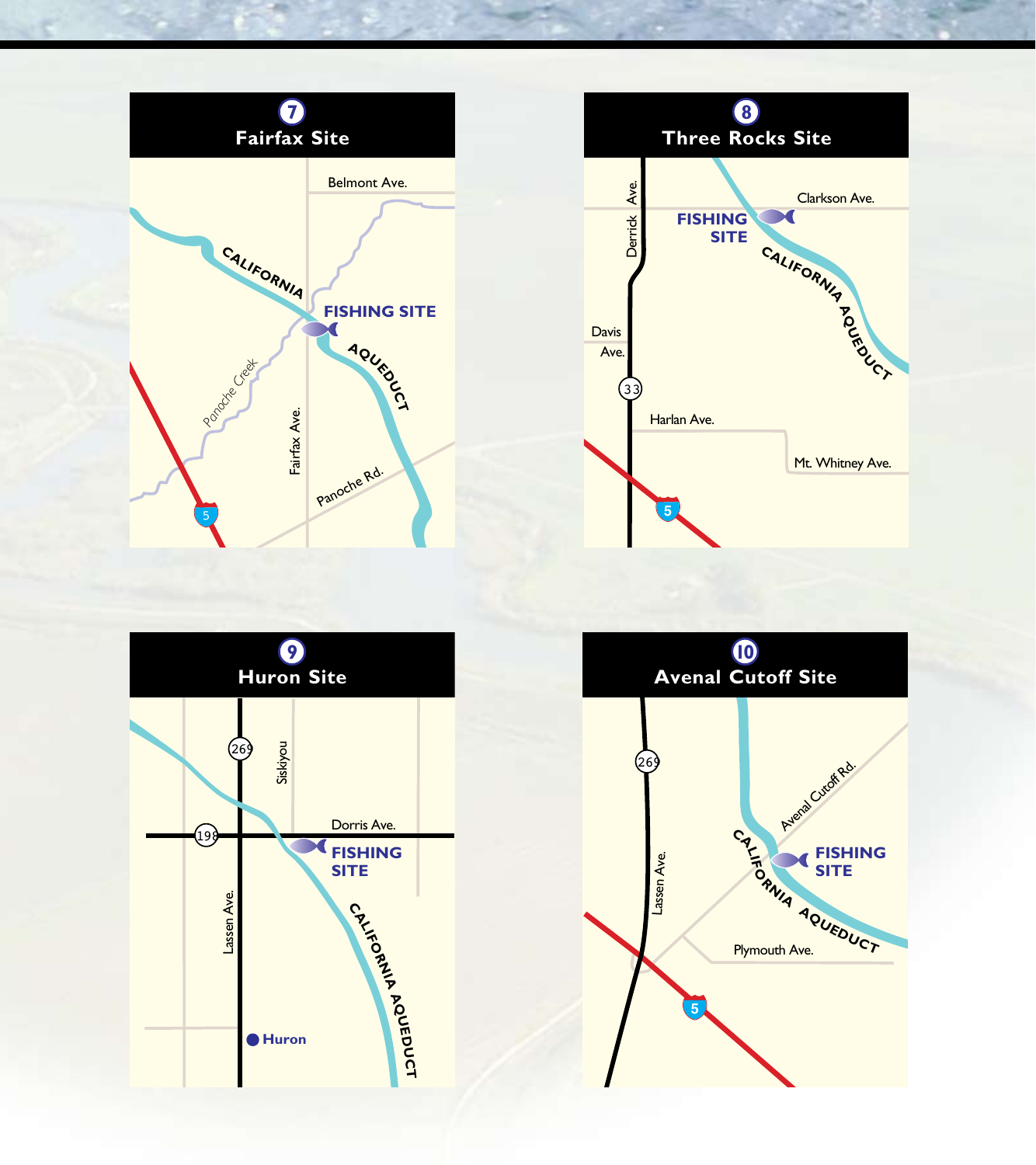## 7 Fairfax Site

Belmont Ave.

CALIFORNIA AQUEDUCT

FISHING SITE

Panoche Creek

Fairfax Ave.

Panoche Rd.

5

## 8 Three Rocks Site

Derrick Ave.

Clarkson Ave.

FISHING SITE

CALIFORNIA AQUEDUCT

Davis Ave.

33

Harlan Ave.

Mt. Whitney Ave.

5

## 9 Huron Site

269

Siskiyou

Dorris Ave.

198

FISHING SITE

Lassen Ave.

CALIFORNIA AQUEDUCT

Huron

## 10 Avenal Cutoff Site

269

Avenal Cutoff Rd.

Lassen Ave.

FISHING SITE

CALIFORNIA AQUEDUCT

Plymouth Ave.

5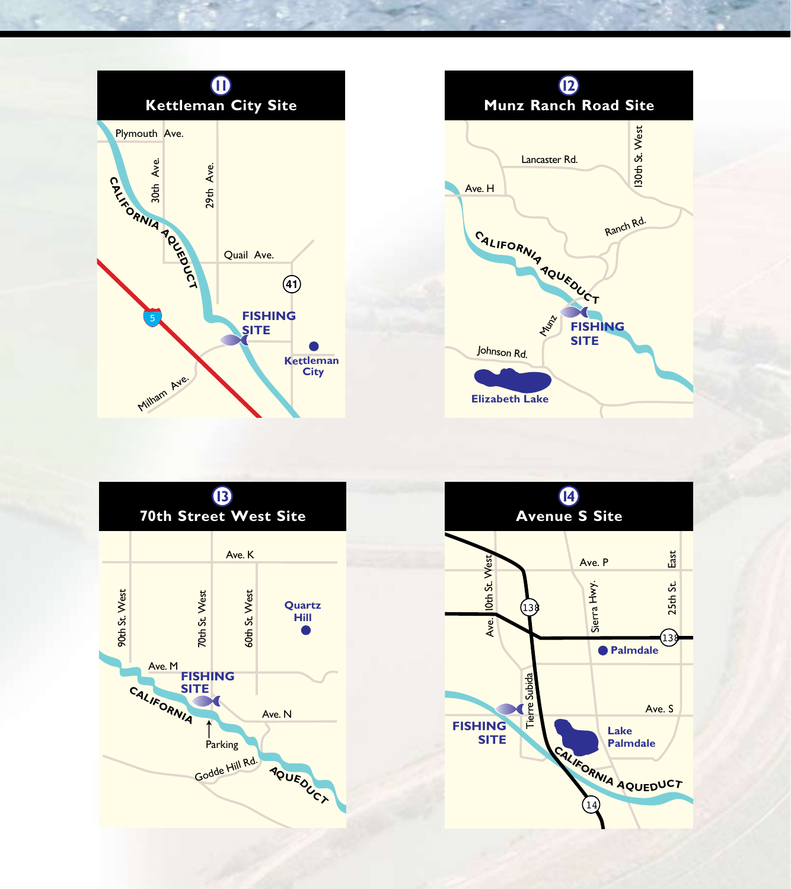## 11 Kettleman City Site

Plymouth Ave.

30th Ave.

29th Ave.

CALIFORNIA AQUEDUCT

Quail Ave.

41

5

FISHING SITE

Kettleman City

Milham Ave.

## 12 Munz Ranch Road Site

Lancaster Rd.

130th St. West

Ave. H

Ranch Rd.

CALIFORNIA AQUEDUCT

Munz

FISHING SITE

Johnson Rd.

Elizabeth Lake

## 13 70th Street West Site

Ave. K

90th St. West

70th St. West

60th St. West

Quartz Hill

Ave. M

FISHING SITE

CALIFORNIA

Ave. N

Parking

Godde Hill Rd.

AQUEDUCT

## 14 Avenue S Site

Ave. P

Ave. 10th St. West

138

Sierra Hwy.

East 25th St.

138

Palmdale

Tierra Subida

Ave. S

FISHING SITE

Lake Palmdale

CALIFORNIA AQUEDUCT

14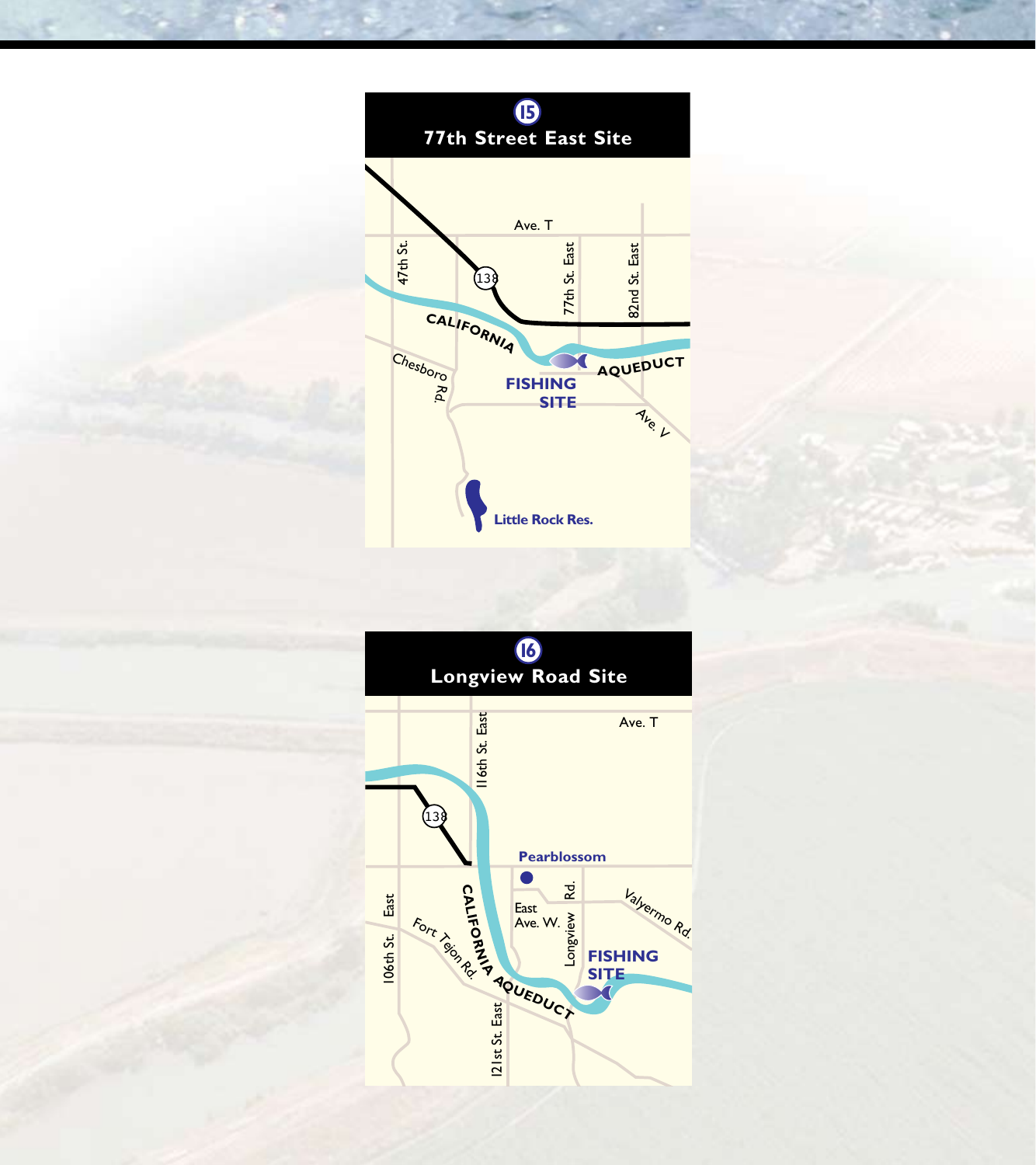## 15 77th Street East Site

Ave. T

47th St.

138

77th St. East

82nd St. East

CALIFORNIA AQUEDUCT

Chesboro Rd.

FISHING SITE

Ave. V

Little Rock Res.

## 16 Longview Road Site

Ave. T

116th St. East

138

Pearblossom

East Ave. W.

Longview Rd.

Valyermo Rd.

106th St. East

Fort Tejon Rd.

CALIFORNIA AQUEDUCT

FISHING SITE

121st St. East